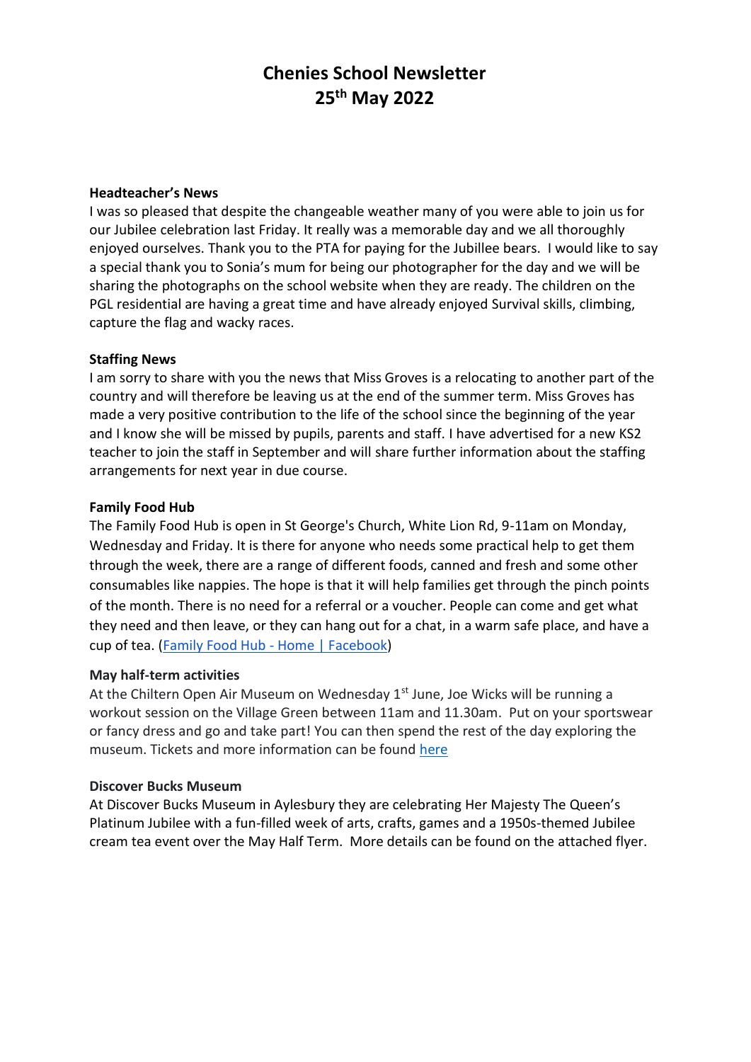# Chenies School Newsletter
# 25th May 2022

**Headteacher's News**

I was so pleased that despite the changeable weather many of you were able to join us for our Jubilee celebration last Friday. It really was a memorable day and we all thoroughly enjoyed ourselves. Thank you to the PTA for paying for the Jubillee bears. I would like to say a special thank you to Sonia's mum for being our photographer for the day and we will be sharing the photographs on the school website when they are ready. The children on the PGL residential are having a great time and have already enjoyed Survival skills, climbing, capture the flag and wacky races.

**Staffing News**

I am sorry to share with you the news that Miss Groves is a relocating to another part of the country and will therefore be leaving us at the end of the summer term. Miss Groves has made a very positive contribution to the life of the school since the beginning of the year and I know she will be missed by pupils, parents and staff. I have advertised for a new KS2 teacher to join the staff in September and will share further information about the staffing arrangements for next year in due course.

**Family Food Hub**

The Family Food Hub is open in St George's Church, White Lion Rd, 9-11am on Monday, Wednesday and Friday. It is there for anyone who needs some practical help to get them through the week, there are a range of different foods, canned and fresh and some other consumables like nappies. The hope is that it will help families get through the pinch points of the month. There is no need for a referral or a voucher. People can come and get what they need and then leave, or they can hang out for a chat, in a warm safe place, and have a cup of tea. (Family Food Hub - Home | Facebook)

**May half-term activities**

At the Chiltern Open Air Museum on Wednesday 1st June, Joe Wicks will be running a workout session on the Village Green between 11am and 11.30am. Put on your sportswear or fancy dress and go and take part! You can then spend the rest of the day exploring the museum. Tickets and more information can be found here

**Discover Bucks Museum**

At Discover Bucks Museum in Aylesbury they are celebrating Her Majesty The Queen's Platinum Jubilee with a fun-filled week of arts, crafts, games and a 1950s-themed Jubilee cream tea event over the May Half Term. More details can be found on the attached flyer.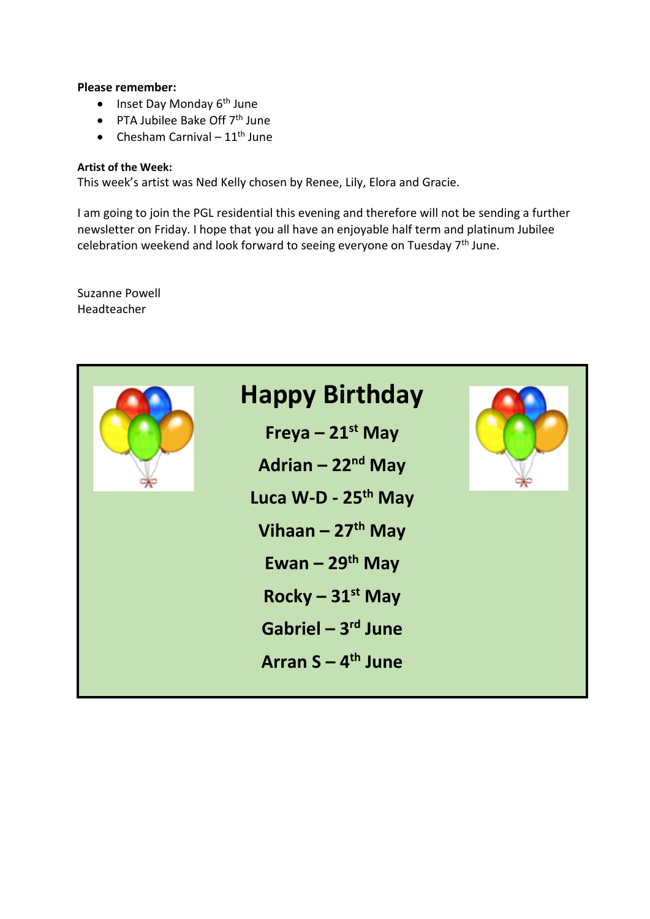**Please remember:**

- Inset Day Monday 6th June
- PTA Jubilee Bake Off 7th June
- Chesham Carnival – 11th June

**Artist of the Week:**
This week's artist was Ned Kelly chosen by Renee, Lily, Elora and Gracie.

I am going to join the PGL residential this evening and therefore will not be sending a further newsletter on Friday. I hope that you all have an enjoyable half term and platinum Jubilee celebration weekend and look forward to seeing everyone on Tuesday 7th June.

Suzanne Powell
Headteacher

## Happy Birthday

**Freya – 21st May**

**Adrian – 22nd May**

**Luca W-D - 25th May**

**Vihaan – 27th May**

**Ewan – 29th May**

**Rocky – 31st May**

**Gabriel – 3rd June**

**Arran S – 4th June**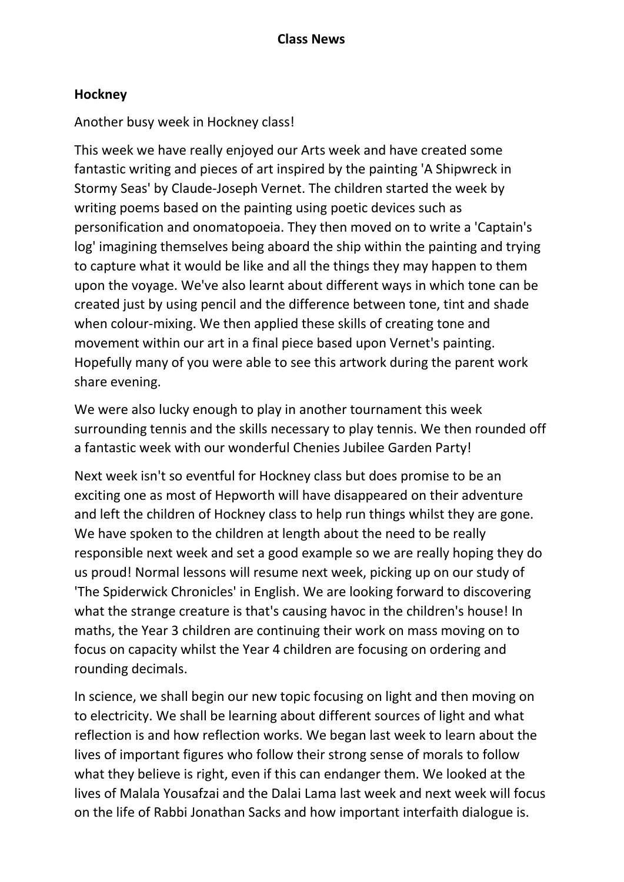# Class News

## Hockney

Another busy week in Hockney class!

This week we have really enjoyed our Arts week and have created some fantastic writing and pieces of art inspired by the painting 'A Shipwreck in Stormy Seas' by Claude-Joseph Vernet. The children started the week by writing poems based on the painting using poetic devices such as personification and onomatopoeia. They then moved on to write a 'Captain's log' imagining themselves being aboard the ship within the painting and trying to capture what it would be like and all the things they may happen to them upon the voyage. We've also learnt about different ways in which tone can be created just by using pencil and the difference between tone, tint and shade when colour-mixing. We then applied these skills of creating tone and movement within our art in a final piece based upon Vernet's painting. Hopefully many of you were able to see this artwork during the parent work share evening.

We were also lucky enough to play in another tournament this week surrounding tennis and the skills necessary to play tennis. We then rounded off a fantastic week with our wonderful Chenies Jubilee Garden Party!

Next week isn't so eventful for Hockney class but does promise to be an exciting one as most of Hepworth will have disappeared on their adventure and left the children of Hockney class to help run things whilst they are gone. We have spoken to the children at length about the need to be really responsible next week and set a good example so we are really hoping they do us proud! Normal lessons will resume next week, picking up on our study of 'The Spiderwick Chronicles' in English. We are looking forward to discovering what the strange creature is that's causing havoc in the children's house! In maths, the Year 3 children are continuing their work on mass moving on to focus on capacity whilst the Year 4 children are focusing on ordering and rounding decimals.

In science, we shall begin our new topic focusing on light and then moving on to electricity. We shall be learning about different sources of light and what reflection is and how reflection works. We began last week to learn about the lives of important figures who follow their strong sense of morals to follow what they believe is right, even if this can endanger them. We looked at the lives of Malala Yousafzai and the Dalai Lama last week and next week will focus on the life of Rabbi Jonathan Sacks and how important interfaith dialogue is.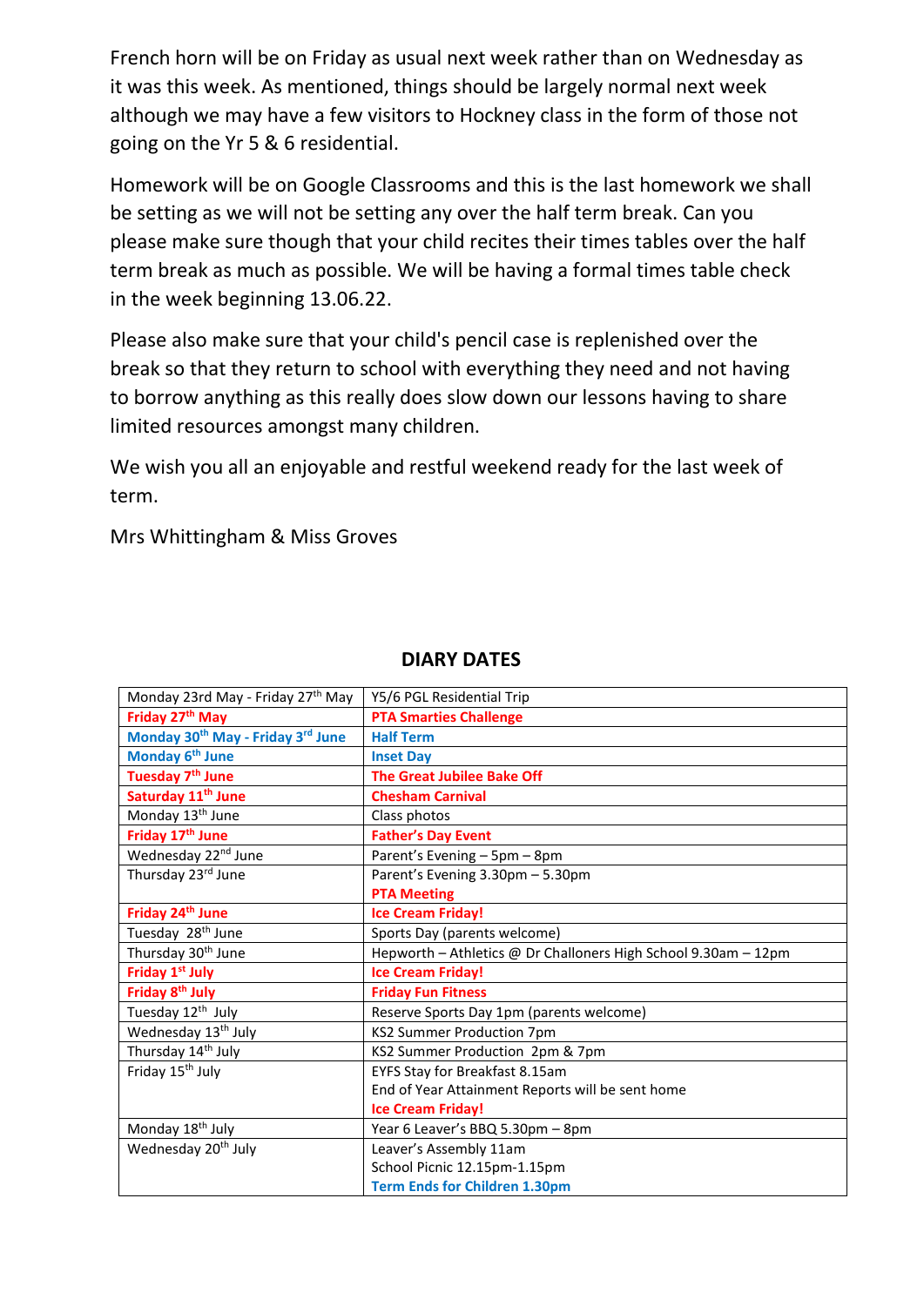French horn will be on Friday as usual next week rather than on Wednesday as it was this week. As mentioned, things should be largely normal next week although we may have a few visitors to Hockney class in the form of those not going on the Yr 5 & 6 residential.

Homework will be on Google Classrooms and this is the last homework we shall be setting as we will not be setting any over the half term break. Can you please make sure though that your child recites their times tables over the half term break as much as possible. We will be having a formal times table check in the week beginning 13.06.22.

Please also make sure that your child's pencil case is replenished over the break so that they return to school with everything they need and not having to borrow anything as this really does slow down our lessons having to share limited resources amongst many children.

We wish you all an enjoyable and restful weekend ready for the last week of term.

Mrs Whittingham & Miss Groves

## DIARY DATES

| | |
|---|---|
| Monday 23rd May - Friday 27th May | Y5/6 PGL Residential Trip |
| **Friday 27th May** | **PTA Smarties Challenge** |
| **Monday 30th May - Friday 3rd June** | **Half Term** |
| **Monday 6th June** | **Inset Day** |
| **Tuesday 7th June** | **The Great Jubilee Bake Off** |
| **Saturday 11th June** | **Chesham Carnival** |
| Monday 13th June | Class photos |
| **Friday 17th June** | **Father's Day Event** |
| Wednesday 22nd June | Parent's Evening – 5pm – 8pm |
| Thursday 23rd June | Parent's Evening 3.30pm – 5.30pm<br>**PTA Meeting** |
| **Friday 24th June** | **Ice Cream Friday!** |
| Tuesday 28th June | Sports Day (parents welcome) |
| Thursday 30th June | Hepworth – Athletics @ Dr Challoners High School 9.30am – 12pm |
| **Friday 1st July** | **Ice Cream Friday!** |
| **Friday 8th July** | **Friday Fun Fitness** |
| Tuesday 12th July | Reserve Sports Day 1pm (parents welcome) |
| Wednesday 13th July | KS2 Summer Production 7pm |
| Thursday 14th July | KS2 Summer Production 2pm & 7pm |
| Friday 15th July | EYFS Stay for Breakfast 8.15am<br>End of Year Attainment Reports will be sent home<br>**Ice Cream Friday!** |
| Monday 18th July | Year 6 Leaver's BBQ 5.30pm – 8pm |
| Wednesday 20th July | Leaver's Assembly 11am<br>School Picnic 12.15pm-1.15pm<br>**Term Ends for Children 1.30pm** |